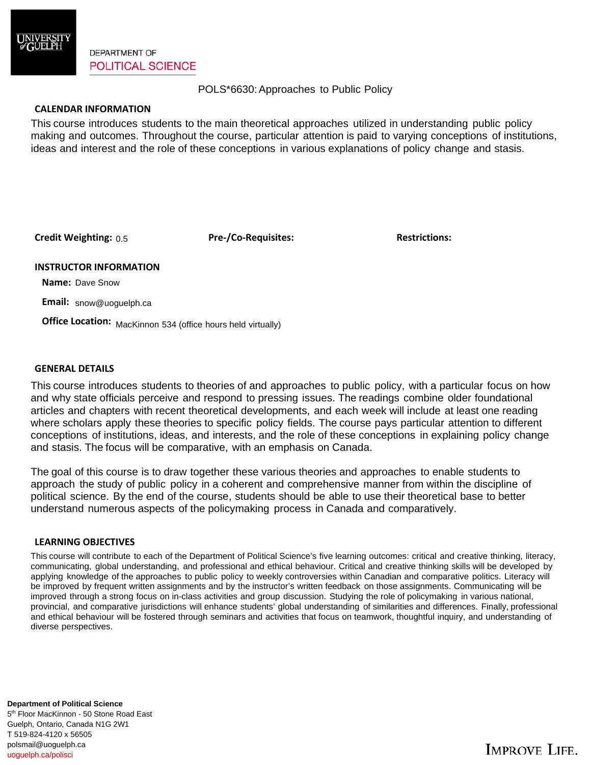DEPARTMENT OF
POLITICAL SCIENCE

# POLS*6630: Approaches to Public Policy

## CALENDAR INFORMATION

This course introduces students to the main theoretical approaches utilized in understanding public policy making and outcomes. Throughout the course, particular attention is paid to varying conceptions of institutions, ideas and interest and the role of these conceptions in various explanations of policy change and stasis.

**Credit Weighting:** 0.5 **Pre-/Co-Requisites:** **Restrictions:**

## INSTRUCTOR INFORMATION

**Name:** Dave Snow

**Email:** snow@uoguelph.ca

**Office Location:** MacKinnon 534 (office hours held virtually)

## GENERAL DETAILS

This course introduces students to theories of and approaches to public policy, with a particular focus on how and why state officials perceive and respond to pressing issues. The readings combine older foundational articles and chapters with recent theoretical developments, and each week will include at least one reading where scholars apply these theories to specific policy fields. The course pays particular attention to different conceptions of institutions, ideas, and interests, and the role of these conceptions in explaining policy change and stasis. The focus will be comparative, with an emphasis on Canada.

The goal of this course is to draw together these various theories and approaches to enable students to approach the study of public policy in a coherent and comprehensive manner from within the discipline of political science. By the end of the course, students should be able to use their theoretical base to better understand numerous aspects of the policymaking process in Canada and comparatively.

## LEARNING OBJECTIVES

This course will contribute to each of the Department of Political Science's five learning outcomes: critical and creative thinking, literacy, communicating, global understanding, and professional and ethical behaviour. Critical and creative thinking skills will be developed by applying knowledge of the approaches to public policy to weekly controversies within Canadian and comparative politics. Literacy will be improved by frequent written assignments and by the instructor's written feedback on those assignments. Communicating will be improved through a strong focus on in-class activities and group discussion. Studying the role of policymaking in various national, provincial, and comparative jurisdictions will enhance students' global understanding of similarities and differences. Finally, professional and ethical behaviour will be fostered through seminars and activities that focus on teamwork, thoughtful inquiry, and understanding of diverse perspectives.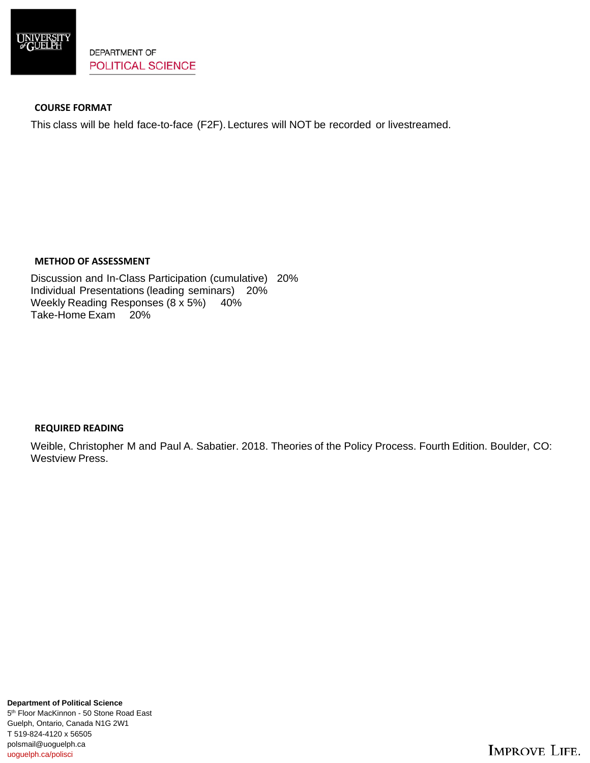### COURSE FORMAT

This class will be held face-to-face (F2F). Lectures will NOT be recorded or livestreamed.

### METHOD OF ASSESSMENT

Discussion and In-Class Participation (cumulative) 20%
Individual Presentations (leading seminars) 20%
Weekly Reading Responses (8 x 5%) 40%
Take-Home Exam 20%

### REQUIRED READING

Weible, Christopher M and Paul A. Sabatier. 2018. Theories of the Policy Process. Fourth Edition. Boulder, CO: Westview Press.